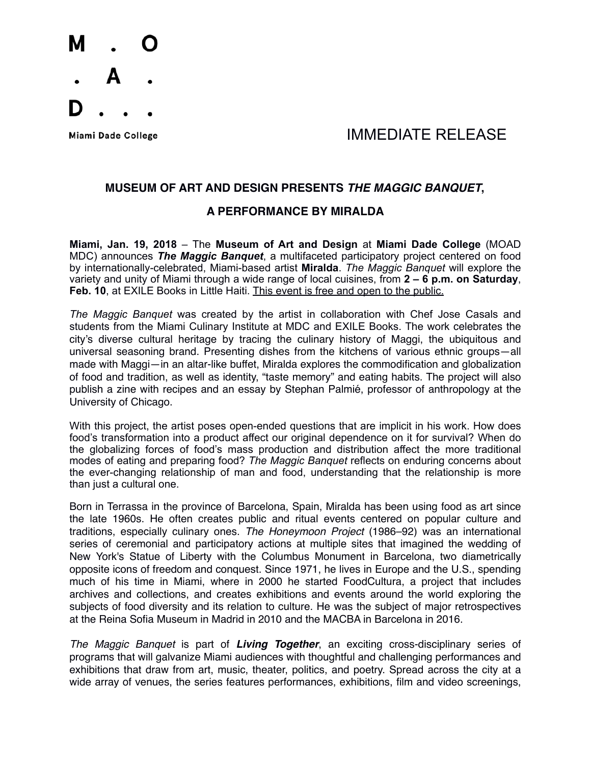M . O
. A .
D . . .

Miami Dade College

IMMEDIATE RELEASE

**MUSEUM OF ART AND DESIGN PRESENTS *THE MAGGIC BANQUET*,**

**A PERFORMANCE BY MIRALDA**

**Miami, Jan. 19, 2018** – The **Museum of Art and Design** at **Miami Dade College** (MOAD MDC) announces ***The Maggic Banquet***, a multifaceted participatory project centered on food by internationally-celebrated, Miami-based artist **Miralda**. *The Maggic Banquet* will explore the variety and unity of Miami through a wide range of local cuisines, from **2 – 6 p.m. on Saturday**, **Feb. 10**, at EXILE Books in Little Haiti. <u>This event is free and open to the public.</u>

*The Maggic Banquet* was created by the artist in collaboration with Chef Jose Casals and students from the Miami Culinary Institute at MDC and EXILE Books. The work celebrates the city's diverse cultural heritage by tracing the culinary history of Maggi, the ubiquitous and universal seasoning brand. Presenting dishes from the kitchens of various ethnic groups—all made with Maggi—in an altar-like buffet, Miralda explores the commodification and globalization of food and tradition, as well as identity, "taste memory" and eating habits. The project will also publish a zine with recipes and an essay by Stephan Palmié, professor of anthropology at the University of Chicago.

With this project, the artist poses open-ended questions that are implicit in his work. How does food's transformation into a product affect our original dependence on it for survival? When do the globalizing forces of food's mass production and distribution affect the more traditional modes of eating and preparing food? *The Maggic Banquet* reflects on enduring concerns about the ever-changing relationship of man and food, understanding that the relationship is more than just a cultural one.

Born in Terrassa in the province of Barcelona, Spain, Miralda has been using food as art since the late 1960s. He often creates public and ritual events centered on popular culture and traditions, especially culinary ones. *The Honeymoon Project* (1986–92) was an international series of ceremonial and participatory actions at multiple sites that imagined the wedding of New York's Statue of Liberty with the Columbus Monument in Barcelona, two diametrically opposite icons of freedom and conquest. Since 1971, he lives in Europe and the U.S., spending much of his time in Miami, where in 2000 he started FoodCultura, a project that includes archives and collections, and creates exhibitions and events around the world exploring the subjects of food diversity and its relation to culture. He was the subject of major retrospectives at the Reina Sofia Museum in Madrid in 2010 and the MACBA in Barcelona in 2016.

*The Maggic Banquet* is part of ***Living Together***, an exciting cross-disciplinary series of programs that will galvanize Miami audiences with thoughtful and challenging performances and exhibitions that draw from art, music, theater, politics, and poetry. Spread across the city at a wide array of venues, the series features performances, exhibitions, film and video screenings,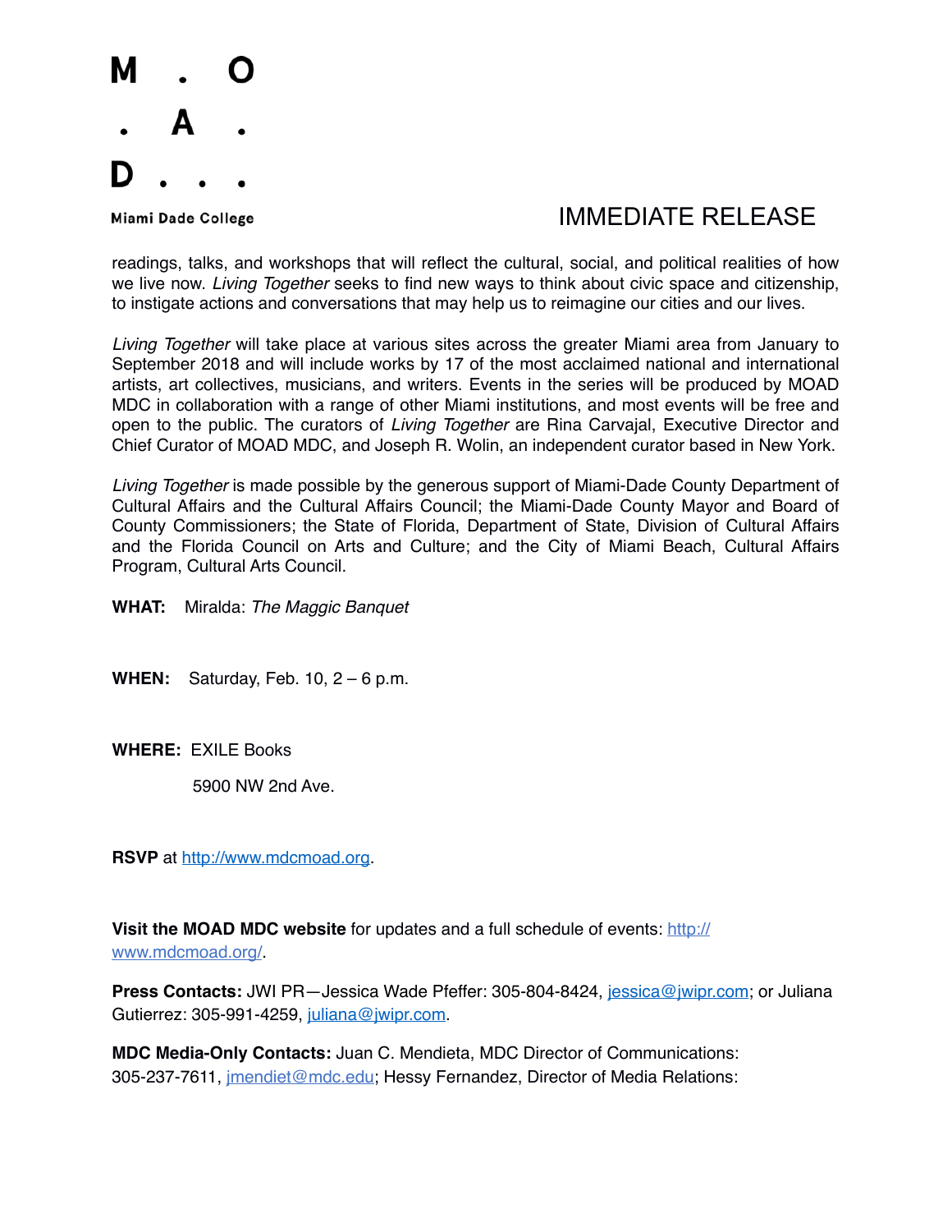IMMEDIATE RELEASE

readings, talks, and workshops that will reflect the cultural, social, and political realities of how we live now. *Living Together* seeks to find new ways to think about civic space and citizenship, to instigate actions and conversations that may help us to reimagine our cities and our lives.

*Living Together* will take place at various sites across the greater Miami area from January to September 2018 and will include works by 17 of the most acclaimed national and international artists, art collectives, musicians, and writers. Events in the series will be produced by MOAD MDC in collaboration with a range of other Miami institutions, and most events will be free and open to the public. The curators of *Living Together* are Rina Carvajal, Executive Director and Chief Curator of MOAD MDC, and Joseph R. Wolin, an independent curator based in New York.

*Living Together* is made possible by the generous support of Miami-Dade County Department of Cultural Affairs and the Cultural Affairs Council; the Miami-Dade County Mayor and Board of County Commissioners; the State of Florida, Department of State, Division of Cultural Affairs and the Florida Council on Arts and Culture; and the City of Miami Beach, Cultural Affairs Program, Cultural Arts Council.

**WHAT:** Miralda: *The Maggic Banquet*

**WHEN:** Saturday, Feb. 10, 2 – 6 p.m.

**WHERE:** EXILE Books
5900 NW 2nd Ave.

**RSVP** at http://www.mdcmoad.org.

**Visit the MOAD MDC website** for updates and a full schedule of events: http://www.mdcmoad.org/.

**Press Contacts:** JWI PR—Jessica Wade Pfeffer: 305-804-8424, jessica@jwipr.com; or Juliana Gutierrez: 305-991-4259, juliana@jwipr.com.

**MDC Media-Only Contacts:** Juan C. Mendieta, MDC Director of Communications: 305-237-7611, jmendiet@mdc.edu; Hessy Fernandez, Director of Media Relations: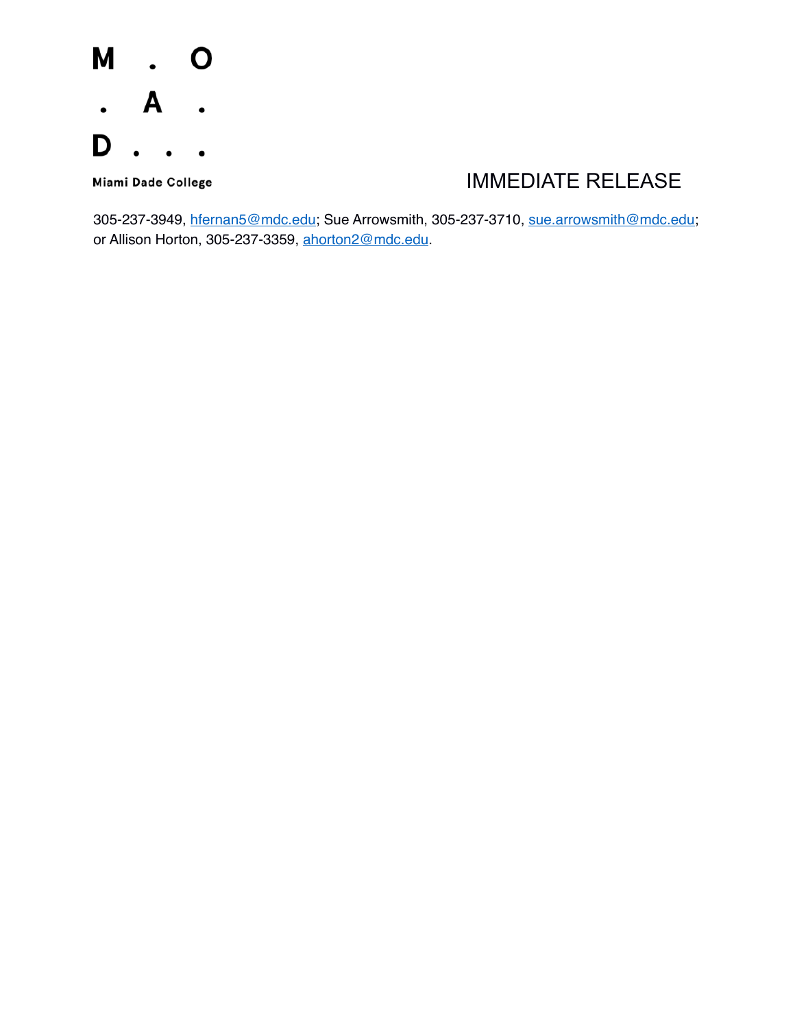M . O
. A .
D . . .

Miami Dade College

IMMEDIATE RELEASE

305-237-3949, [hfernan5@mdc.edu](mailto:hfernan5@mdc.edu); Sue Arrowsmith, 305-237-3710, [sue.arrowsmith@mdc.edu](mailto:sue.arrowsmith@mdc.edu); or Allison Horton, 305-237-3359, [ahorton2@mdc.edu](mailto:ahorton2@mdc.edu).